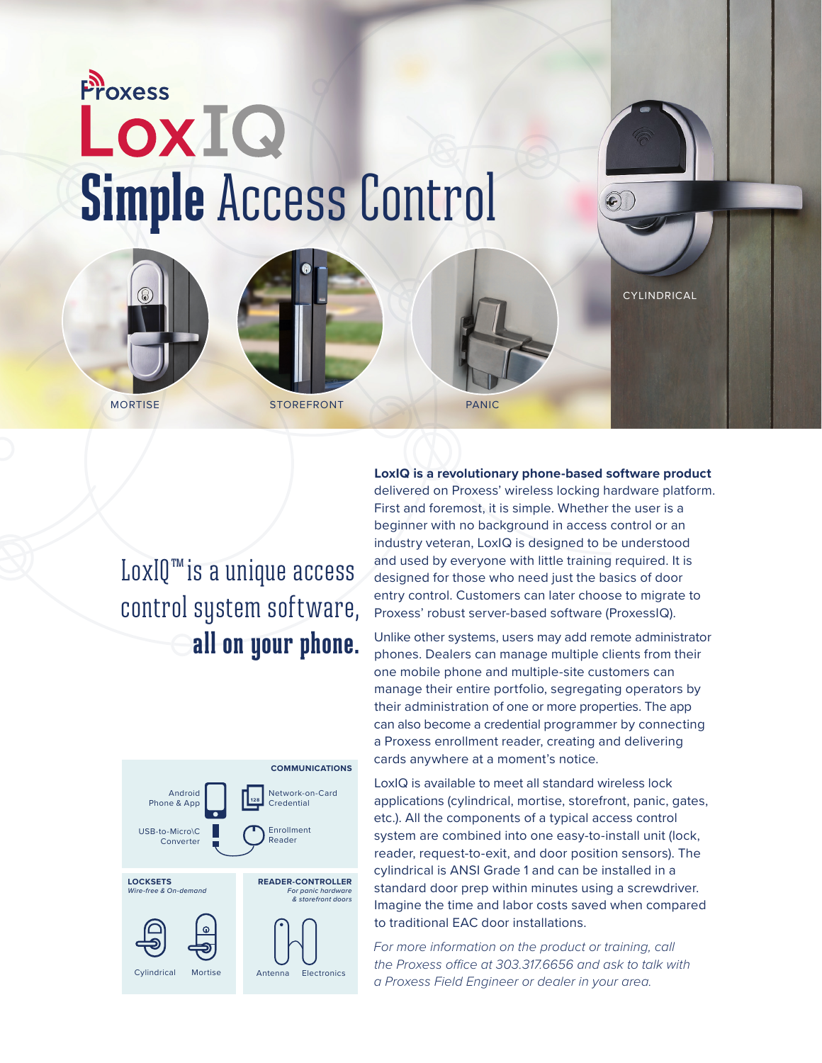Proxess

# LoxIQ

## Simple Access Control

MORTISE

STOREFRONT

PANIC

CYLINDRICAL

LoxIQ™ is a unique access control system software, **all on your phone.**

**LoxIQ is a revolutionary phone-based software product** delivered on Proxess' wireless locking hardware platform. First and foremost, it is simple. Whether the user is a beginner with no background in access control or an industry veteran, LoxIQ is designed to be understood and used by everyone with little training required. It is designed for those who need just the basics of door entry control. Customers can later choose to migrate to Proxess' robust server-based software (ProxessIQ).

Unlike other systems, users may add remote administrator phones. Dealers can manage multiple clients from their one mobile phone and multiple-site customers can manage their entire portfolio, segregating operators by their administration of one or more properties. The app can also become a credential programmer by connecting a Proxess enrollment reader, creating and delivering cards anywhere at a moment's notice.

LoxIQ is available to meet all standard wireless lock applications (cylindrical, mortise, storefront, panic, gates, etc.). All the components of a typical access control system are combined into one easy-to-install unit (lock, reader, request-to-exit, and door position sensors). The cylindrical is ANSI Grade 1 and can be installed in a standard door prep within minutes using a screwdriver. Imagine the time and labor costs saved when compared to traditional EAC door installations.

*For more information on the product or training, call the Proxess office at 303.317.6656 and ask to talk with a Proxess Field Engineer or dealer in your area.*

**COMMUNICATIONS**

- Android Phone & App
- Network-on-Card Credential
- USB-to-Micro\C Converter
- Enrollment Reader

**LOCKSETS**
*Wire-free & On-demand*

- Cylindrical
- Mortise

**READER-CONTROLLER**
*For panic hardware & storefront doors*

- Antenna
- Electronics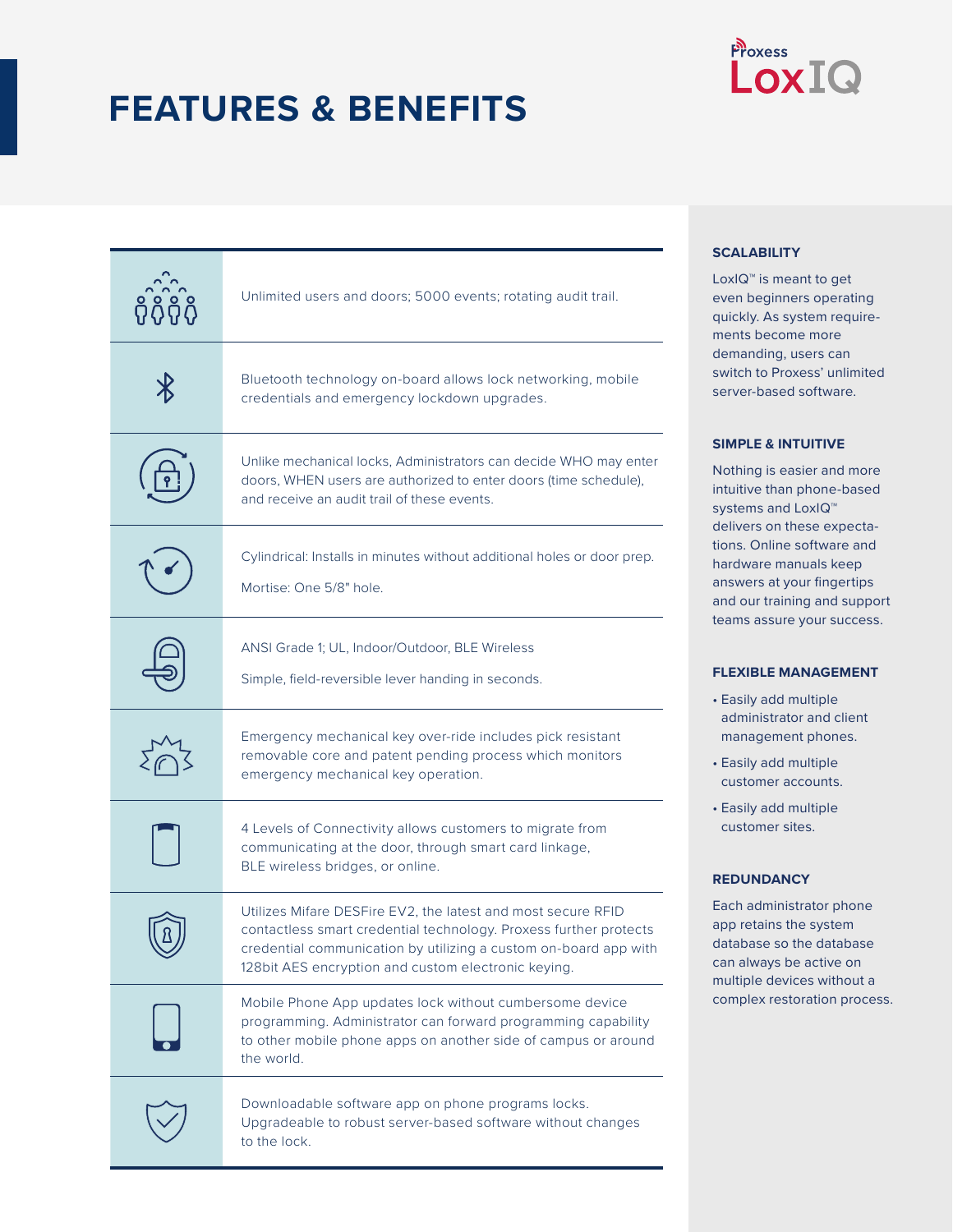Proxess LoxIQ

# FEATURES & BENEFITS

- Unlimited users and doors; 5000 events; rotating audit trail.
- Bluetooth technology on-board allows lock networking, mobile credentials and emergency lockdown upgrades.
- Unlike mechanical locks, Administrators can decide WHO may enter doors, WHEN users are authorized to enter doors (time schedule), and receive an audit trail of these events.
- Cylindrical: Installs in minutes without additional holes or door prep.

  Mortise: One 5/8" hole.
- ANSI Grade 1; UL, Indoor/Outdoor, BLE Wireless

  Simple, field-reversible lever handing in seconds.
- Emergency mechanical key over-ride includes pick resistant removable core and patent pending process which monitors emergency mechanical key operation.
- 4 Levels of Connectivity allows customers to migrate from communicating at the door, through smart card linkage, BLE wireless bridges, or online.
- Utilizes Mifare DESFire EV2, the latest and most secure RFID contactless smart credential technology. Proxess further protects credential communication by utilizing a custom on-board app with 128bit AES encryption and custom electronic keying.
- Mobile Phone App updates lock without cumbersome device programming. Administrator can forward programming capability to other mobile phone apps on another side of campus or around the world.
- Downloadable software app on phone programs locks. Upgradeable to robust server-based software without changes to the lock.

### SCALABILITY

LoxIQ™ is meant to get even beginners operating quickly. As system requirements become more demanding, users can switch to Proxess' unlimited server-based software.

### SIMPLE & INTUITIVE

Nothing is easier and more intuitive than phone-based systems and LoxIQ™ delivers on these expectations. Online software and hardware manuals keep answers at your fingertips and our training and support teams assure your success.

### FLEXIBLE MANAGEMENT

- Easily add multiple administrator and client management phones.
- Easily add multiple customer accounts.
- Easily add multiple customer sites.

### REDUNDANCY

Each administrator phone app retains the system database so the database can always be active on multiple devices without a complex restoration process.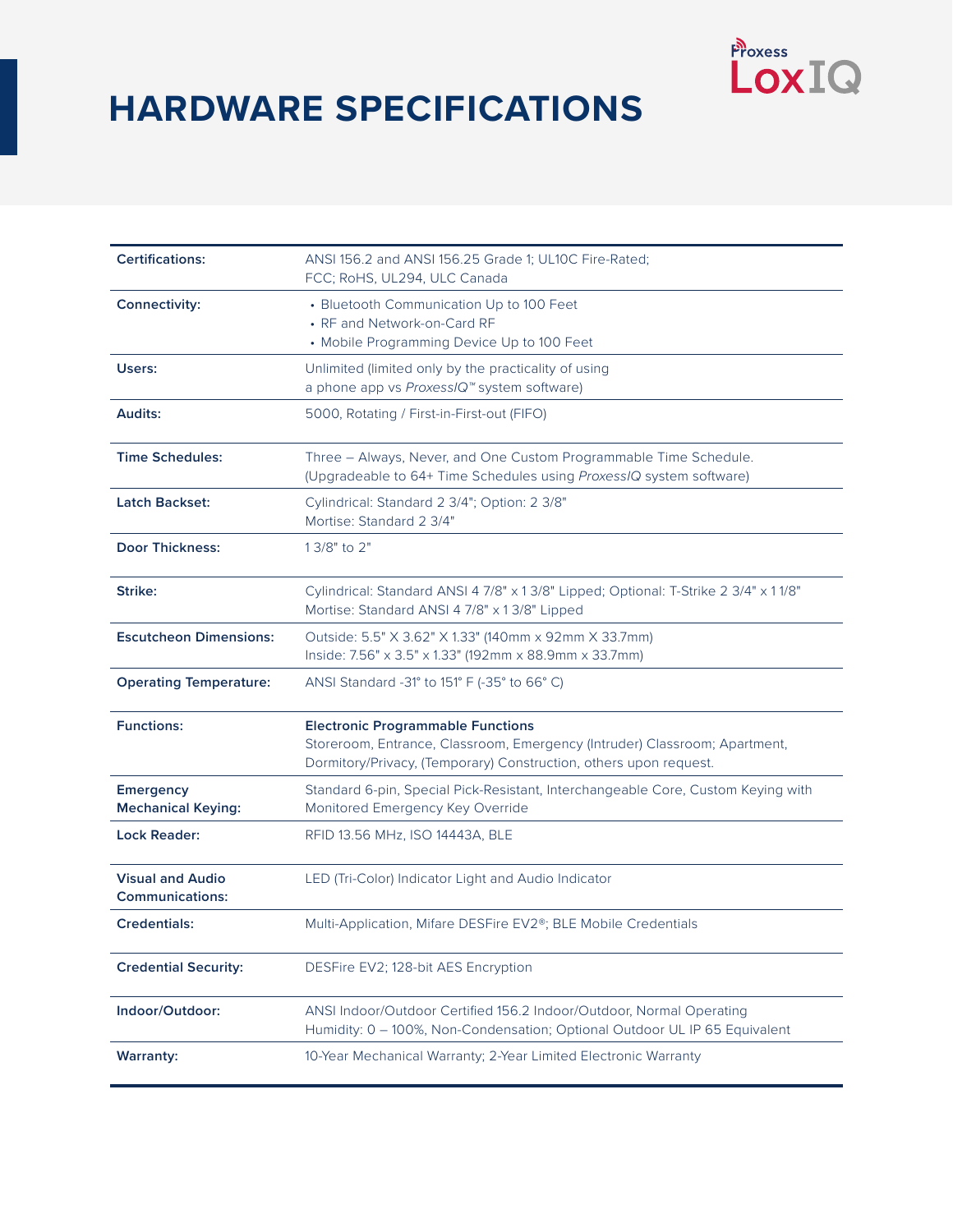# HARDWARE SPECIFICATIONS

| | |
|---|---|
| **Certifications:** | ANSI 156.2 and ANSI 156.25 Grade 1; UL10C Fire-Rated; FCC; RoHS, UL294, ULC Canada |
| **Connectivity:** | • Bluetooth Communication Up to 100 Feet<br>• RF and Network-on-Card RF<br>• Mobile Programming Device Up to 100 Feet |
| **Users:** | Unlimited (limited only by the practicality of using a phone app vs *ProxessIQ*™ system software) |
| **Audits:** | 5000, Rotating / First-in-First-out (FIFO) |
| **Time Schedules:** | Three – Always, Never, and One Custom Programmable Time Schedule. (Upgradeable to 64+ Time Schedules using *ProxessIQ* system software) |
| **Latch Backset:** | Cylindrical: Standard 2 3/4"; Option: 2 3/8"<br>Mortise: Standard 2 3/4" |
| **Door Thickness:** | 1 3/8" to 2" |
| **Strike:** | Cylindrical: Standard ANSI 4 7/8" x 1 3/8" Lipped; Optional: T-Strike 2 3/4" x 1 1/8"<br>Mortise: Standard ANSI 4 7/8" x 1 3/8" Lipped |
| **Escutcheon Dimensions:** | Outside: 5.5" X 3.62" X 1.33" (140mm x 92mm X 33.7mm)<br>Inside: 7.56" x 3.5" x 1.33" (192mm x 88.9mm x 33.7mm) |
| **Operating Temperature:** | ANSI Standard -31° to 151° F (-35° to 66° C) |
| **Functions:** | **Electronic Programmable Functions**<br>Storeroom, Entrance, Classroom, Emergency (Intruder) Classroom; Apartment, Dormitory/Privacy, (Temporary) Construction, others upon request. |
| **Emergency Mechanical Keying:** | Standard 6-pin, Special Pick-Resistant, Interchangeable Core, Custom Keying with Monitored Emergency Key Override |
| **Lock Reader:** | RFID 13.56 MHz, ISO 14443A, BLE |
| **Visual and Audio Communications:** | LED (Tri-Color) Indicator Light and Audio Indicator |
| **Credentials:** | Multi-Application, Mifare DESFire EV2®; BLE Mobile Credentials |
| **Credential Security:** | DESFire EV2; 128-bit AES Encryption |
| **Indoor/Outdoor:** | ANSI Indoor/Outdoor Certified 156.2 Indoor/Outdoor, Normal Operating Humidity: 0 – 100%, Non-Condensation; Optional Outdoor UL IP 65 Equivalent |
| **Warranty:** | 10-Year Mechanical Warranty; 2-Year Limited Electronic Warranty |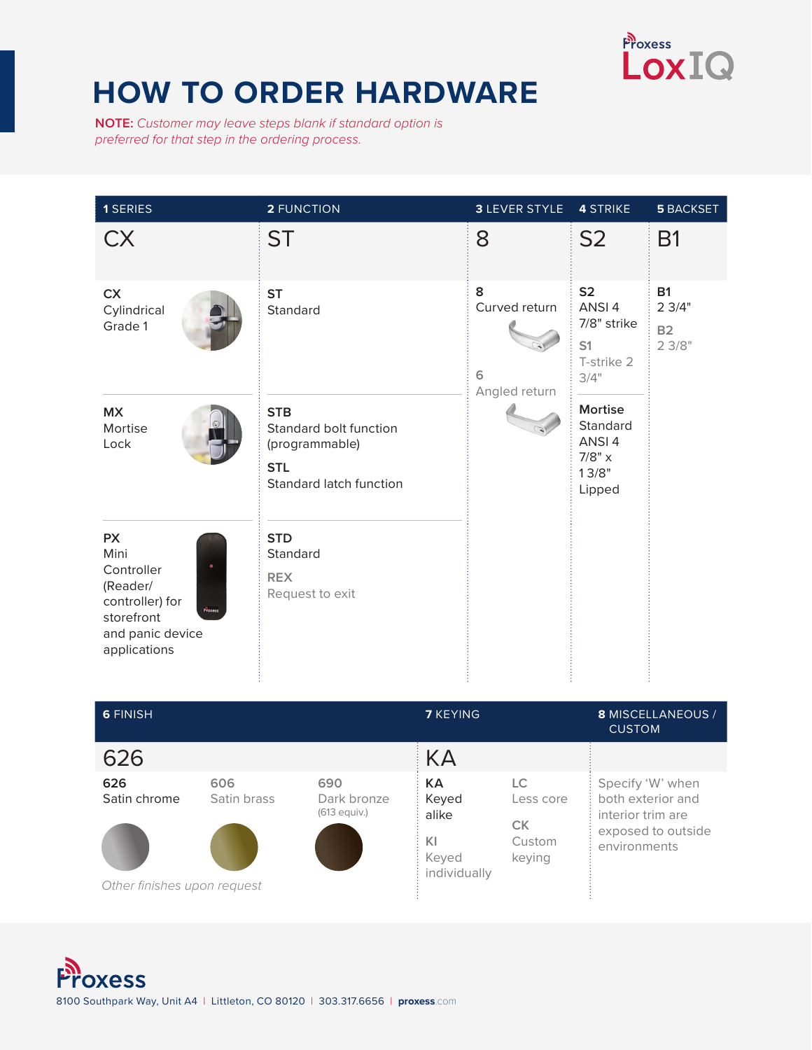# HOW TO ORDER HARDWARE

**NOTE:** *Customer may leave steps blank if standard option is preferred for that step in the ordering process.*

| 1 SERIES | 2 FUNCTION | 3 LEVER STYLE | 4 STRIKE | 5 BACKSET |
|---|---|---|---|---|
| CX | ST | 8 | S2 | B1 |
| **CX** Cylindrical Grade 1 | **ST** Standard | **8** Curved return | **S2** ANSI 4 7/8" strike | **B1** 2 3/4" |
| | | **6** Angled return | **S1** T-strike 2 3/4" | **B2** 2 3/8" |
| **MX** Mortise Lock | **STB** Standard bolt function (programmable) | | **Mortise** Standard ANSI 4 7/8" x 1 3/8" Lipped | |
| | **STL** Standard latch function | | | |
| **PX** Mini Controller (Reader/controller) for storefront and panic device applications | **STD** Standard | | | |
| | **REX** Request to exit | | | |

| 6 FINISH | | | 7 KEYING | | 8 MISCELLANEOUS / CUSTOM |
|---|---|---|---|---|---|
| 626 | | | KA | | |
| **626** Satin chrome | **606** Satin brass | **690** Dark bronze (613 equiv.) | **KA** Keyed alike | **LC** Less core | Specify 'W' when both exterior and interior trim are exposed to outside environments |
| | | | **KI** Keyed individually | **CK** Custom keying | |

*Other finishes upon request*

8100 Southpark Way, Unit A4 | Littleton, CO 80120 | 303.317.6656 | proxess.com